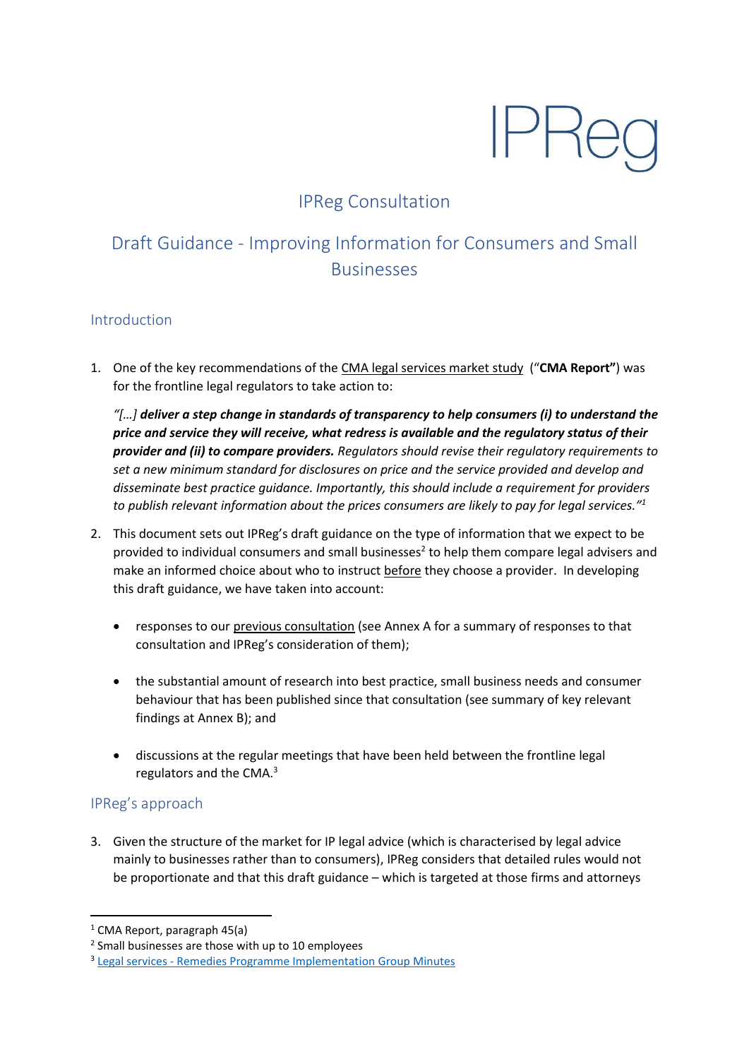IPReg

# IPReg Consultation

## Draft Guidance - Improving Information for Consumers and Small Businesses

### Introduction

1. One of the key recommendations of the CMA legal services market study ("**CMA Report"**) was for the frontline legal regulators to take action to:

   *"[…] **deliver a step change in standards of transparency to help consumers (i) to understand the price and service they will receive, what redress is available and the regulatory status of their provider and (ii) to compare providers.** Regulators should revise their regulatory requirements to set a new minimum standard for disclosures on price and the service provided and develop and disseminate best practice guidance. Importantly, this should include a requirement for providers to publish relevant information about the prices consumers are likely to pay for legal services."*[1]

2. This document sets out IPReg's draft guidance on the type of information that we expect to be provided to individual consumers and small businesses[2] to help them compare legal advisers and make an informed choice about who to instruct before they choose a provider. In developing this draft guidance, we have taken into account:

   - responses to our previous consultation (see Annex A for a summary of responses to that consultation and IPReg's consideration of them);
   - the substantial amount of research into best practice, small business needs and consumer behaviour that has been published since that consultation (see summary of key relevant findings at Annex B); and
   - discussions at the regular meetings that have been held between the frontline legal regulators and the CMA.[3]

### IPReg's approach

3. Given the structure of the market for IP legal advice (which is characterised by legal advice mainly to businesses rather than to consumers), IPReg considers that detailed rules would not be proportionate and that this draft guidance – which is targeted at those firms and attorneys

---

[1] CMA Report, paragraph 45(a)

[2] Small businesses are those with up to 10 employees

[3] Legal services - Remedies Programme Implementation Group Minutes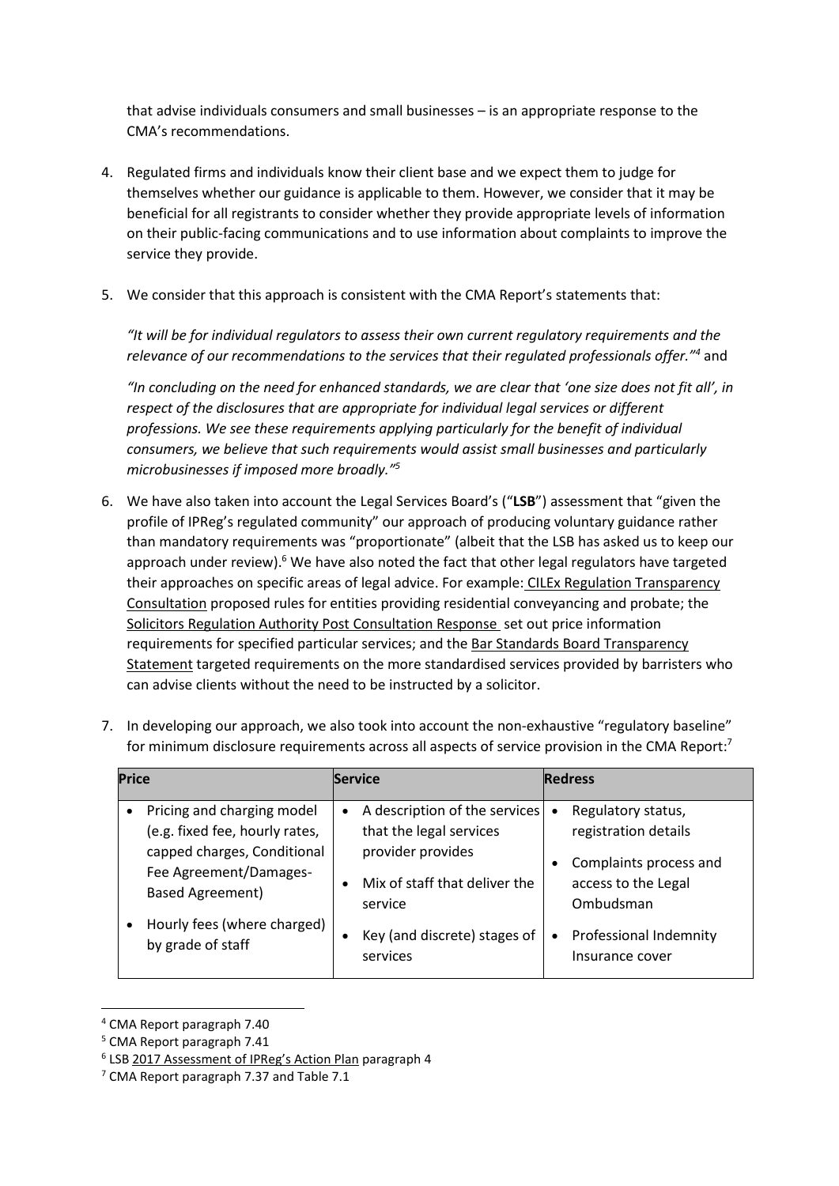that advise individuals consumers and small businesses – is an appropriate response to the CMA's recommendations.

4. Regulated firms and individuals know their client base and we expect them to judge for themselves whether our guidance is applicable to them. However, we consider that it may be beneficial for all registrants to consider whether they provide appropriate levels of information on their public-facing communications and to use information about complaints to improve the service they provide.

5. We consider that this approach is consistent with the CMA Report's statements that:

   *"It will be for individual regulators to assess their own current regulatory requirements and the relevance of our recommendations to the services that their regulated professionals offer."*[4] and

   *"In concluding on the need for enhanced standards, we are clear that 'one size does not fit all', in respect of the disclosures that are appropriate for individual legal services or different professions. We see these requirements applying particularly for the benefit of individual consumers, we believe that such requirements would assist small businesses and particularly microbusinesses if imposed more broadly."*[5]

6. We have also taken into account the Legal Services Board's ("**LSB**") assessment that "given the profile of IPReg's regulated community" our approach of producing voluntary guidance rather than mandatory requirements was "proportionate" (albeit that the LSB has asked us to keep our approach under review).[6] We have also noted the fact that other legal regulators have targeted their approaches on specific areas of legal advice. For example: CILEx Regulation Transparency Consultation proposed rules for entities providing residential conveyancing and probate; the Solicitors Regulation Authority Post Consultation Response set out price information requirements for specified particular services; and the Bar Standards Board Transparency Statement targeted requirements on the more standardised services provided by barristers who can advise clients without the need to be instructed by a solicitor.

7. In developing our approach, we also took into account the non-exhaustive "regulatory baseline" for minimum disclosure requirements across all aspects of service provision in the CMA Report:[7]

| Price | Service | Redress |
|---|---|---|
| • Pricing and charging model (e.g. fixed fee, hourly rates, capped charges, Conditional Fee Agreement/Damages-Based Agreement)<br>• Hourly fees (where charged) by grade of staff | • A description of the services that the legal services provider provides<br>• Mix of staff that deliver the service<br>• Key (and discrete) stages of services | • Regulatory status, registration details<br>• Complaints process and access to the Legal Ombudsman<br>• Professional Indemnity Insurance cover |

[4] CMA Report paragraph 7.40
[5] CMA Report paragraph 7.41
[6] LSB 2017 Assessment of IPReg's Action Plan paragraph 4
[7] CMA Report paragraph 7.37 and Table 7.1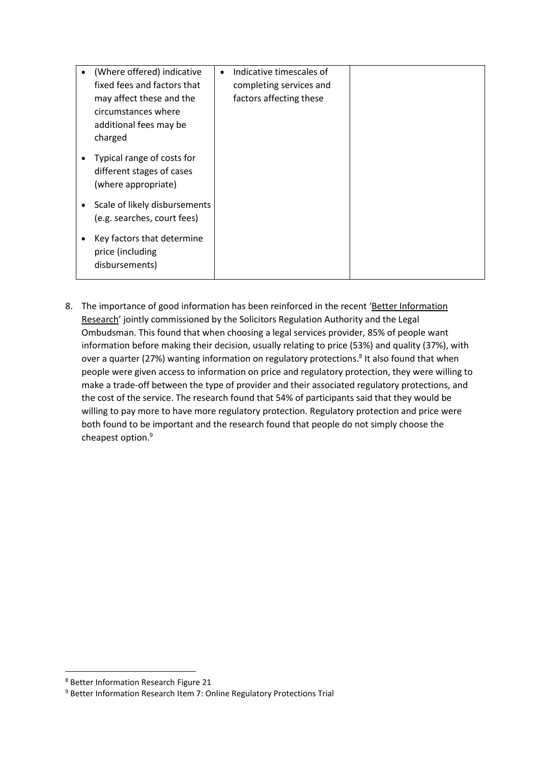| | | |
|---|---|---|
| • (Where offered) indicative fixed fees and factors that may affect these and the circumstances where additional fees may be charged<br>• Typical range of costs for different stages of cases (where appropriate)<br>• Scale of likely disbursements (e.g. searches, court fees)<br>• Key factors that determine price (including disbursements) | • Indicative timescales of completing services and factors affecting these | |

8. The importance of good information has been reinforced in the recent 'Better Information Research' jointly commissioned by the Solicitors Regulation Authority and the Legal Ombudsman. This found that when choosing a legal services provider, 85% of people want information before making their decision, usually relating to price (53%) and quality (37%), with over a quarter (27%) wanting information on regulatory protections.[8] It also found that when people were given access to information on price and regulatory protection, they were willing to make a trade-off between the type of provider and their associated regulatory protections, and the cost of the service. The research found that 54% of participants said that they would be willing to pay more to have more regulatory protection. Regulatory protection and price were both found to be important and the research found that people do not simply choose the cheapest option.[9]

[8] Better Information Research Figure 21

[9] Better Information Research Item 7: Online Regulatory Protections Trial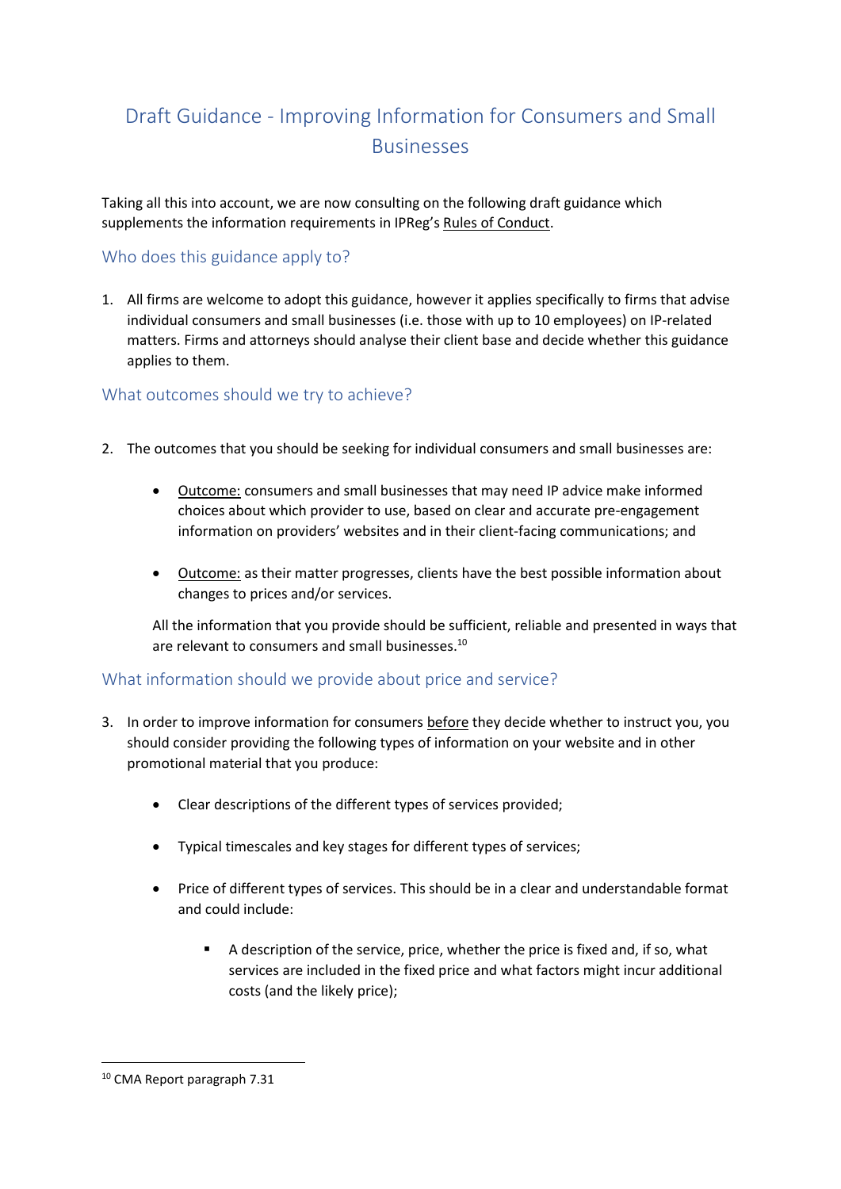# Draft Guidance - Improving Information for Consumers and Small Businesses

Taking all this into account, we are now consulting on the following draft guidance which supplements the information requirements in IPReg's Rules of Conduct.

## Who does this guidance apply to?

1. All firms are welcome to adopt this guidance, however it applies specifically to firms that advise individual consumers and small businesses (i.e. those with up to 10 employees) on IP-related matters. Firms and attorneys should analyse their client base and decide whether this guidance applies to them.

## What outcomes should we try to achieve?

2. The outcomes that you should be seeking for individual consumers and small businesses are:

    - Outcome: consumers and small businesses that may need IP advice make informed choices about which provider to use, based on clear and accurate pre-engagement information on providers' websites and in their client-facing communications; and

    - Outcome: as their matter progresses, clients have the best possible information about changes to prices and/or services.

    All the information that you provide should be sufficient, reliable and presented in ways that are relevant to consumers and small businesses.[10]

## What information should we provide about price and service?

3. In order to improve information for consumers before they decide whether to instruct you, you should consider providing the following types of information on your website and in other promotional material that you produce:

    - Clear descriptions of the different types of services provided;

    - Typical timescales and key stages for different types of services;

    - Price of different types of services. This should be in a clear and understandable format and could include:

        - A description of the service, price, whether the price is fixed and, if so, what services are included in the fixed price and what factors might incur additional costs (and the likely price);

[10] CMA Report paragraph 7.31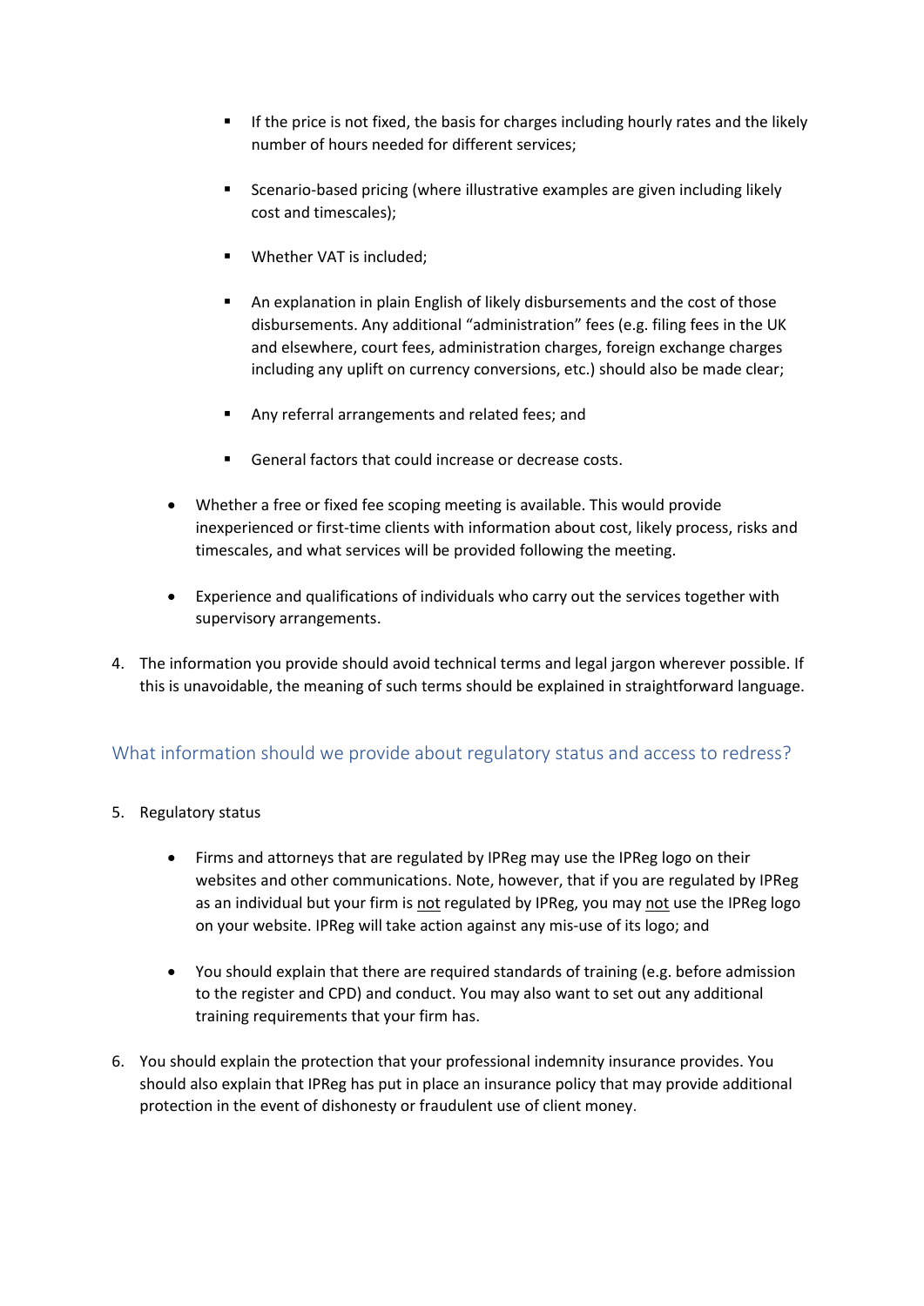- If the price is not fixed, the basis for charges including hourly rates and the likely number of hours needed for different services;
   - Scenario-based pricing (where illustrative examples are given including likely cost and timescales);
   - Whether VAT is included;
   - An explanation in plain English of likely disbursements and the cost of those disbursements. Any additional "administration" fees (e.g. filing fees in the UK and elsewhere, court fees, administration charges, foreign exchange charges including any uplift on currency conversions, etc.) should also be made clear;
   - Any referral arrangements and related fees; and
   - General factors that could increase or decrease costs.

- Whether a free or fixed fee scoping meeting is available. This would provide inexperienced or first-time clients with information about cost, likely process, risks and timescales, and what services will be provided following the meeting.
- Experience and qualifications of individuals who carry out the services together with supervisory arrangements.

4. The information you provide should avoid technical terms and legal jargon wherever possible. If this is unavoidable, the meaning of such terms should be explained in straightforward language.

## What information should we provide about regulatory status and access to redress?

5. Regulatory status

   - Firms and attorneys that are regulated by IPReg may use the IPReg logo on their websites and other communications. Note, however, that if you are regulated by IPReg as an individual but your firm is <u>not</u> regulated by IPReg, you may <u>not</u> use the IPReg logo on your website. IPReg will take action against any mis-use of its logo; and
   - You should explain that there are required standards of training (e.g. before admission to the register and CPD) and conduct. You may also want to set out any additional training requirements that your firm has.

6. You should explain the protection that your professional indemnity insurance provides. You should also explain that IPReg has put in place an insurance policy that may provide additional protection in the event of dishonesty or fraudulent use of client money.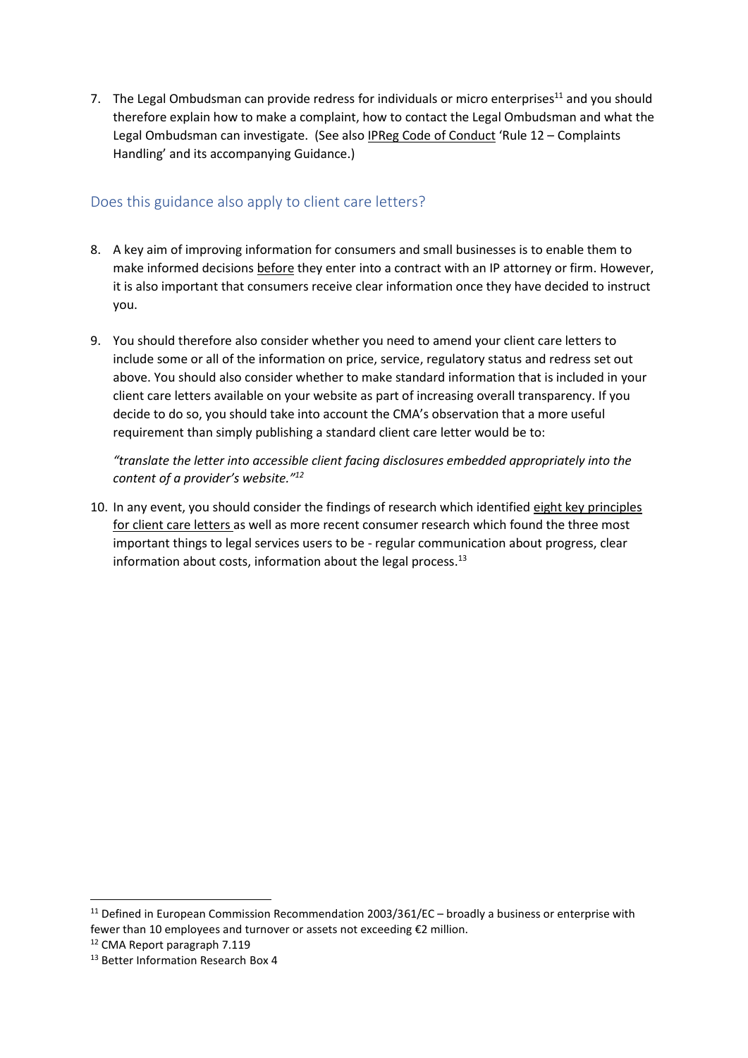7. The Legal Ombudsman can provide redress for individuals or micro enterprises[11] and you should therefore explain how to make a complaint, how to contact the Legal Ombudsman and what the Legal Ombudsman can investigate. (See also IPReg Code of Conduct 'Rule 12 – Complaints Handling' and its accompanying Guidance.)

## Does this guidance also apply to client care letters?

8. A key aim of improving information for consumers and small businesses is to enable them to make informed decisions before they enter into a contract with an IP attorney or firm. However, it is also important that consumers receive clear information once they have decided to instruct you.

9. You should therefore also consider whether you need to amend your client care letters to include some or all of the information on price, service, regulatory status and redress set out above. You should also consider whether to make standard information that is included in your client care letters available on your website as part of increasing overall transparency. If you decide to do so, you should take into account the CMA's observation that a more useful requirement than simply publishing a standard client care letter would be to:

   *"translate the letter into accessible client facing disclosures embedded appropriately into the content of a provider's website."*[12]

10. In any event, you should consider the findings of research which identified eight key principles for client care letters as well as more recent consumer research which found the three most important things to legal services users to be - regular communication about progress, clear information about costs, information about the legal process.[13]

---

[11] Defined in European Commission Recommendation 2003/361/EC – broadly a business or enterprise with fewer than 10 employees and turnover or assets not exceeding €2 million.

[12] CMA Report paragraph 7.119

[13] Better Information Research Box 4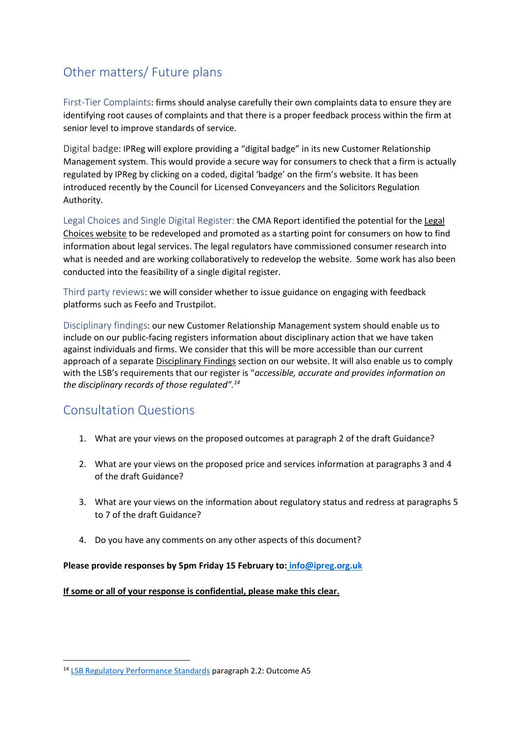## Other matters/ Future plans

First-Tier Complaints: firms should analyse carefully their own complaints data to ensure they are identifying root causes of complaints and that there is a proper feedback process within the firm at senior level to improve standards of service.

Digital badge: IPReg will explore providing a "digital badge" in its new Customer Relationship Management system. This would provide a secure way for consumers to check that a firm is actually regulated by IPReg by clicking on a coded, digital 'badge' on the firm's website. It has been introduced recently by the Council for Licensed Conveyancers and the Solicitors Regulation Authority.

Legal Choices and Single Digital Register: the CMA Report identified the potential for the Legal Choices website to be redeveloped and promoted as a starting point for consumers on how to find information about legal services. The legal regulators have commissioned consumer research into what is needed and are working collaboratively to redevelop the website. Some work has also been conducted into the feasibility of a single digital register.

Third party reviews: we will consider whether to issue guidance on engaging with feedback platforms such as Feefo and Trustpilot.

Disciplinary findings: our new Customer Relationship Management system should enable us to include on our public-facing registers information about disciplinary action that we have taken against individuals and firms. We consider that this will be more accessible than our current approach of a separate Disciplinary Findings section on our website. It will also enable us to comply with the LSB's requirements that our register is "*accessible, accurate and provides information on the disciplinary records of those regulated*".[14]

## Consultation Questions

1. What are your views on the proposed outcomes at paragraph 2 of the draft Guidance?
2. What are your views on the proposed price and services information at paragraphs 3 and 4 of the draft Guidance?
3. What are your views on the information about regulatory status and redress at paragraphs 5 to 7 of the draft Guidance?
4. Do you have any comments on any other aspects of this document?

**Please provide responses by 5pm Friday 15 February to: info@ipreg.org.uk**

**If some or all of your response is confidential, please make this clear.**

[14] LSB Regulatory Performance Standards paragraph 2.2: Outcome A5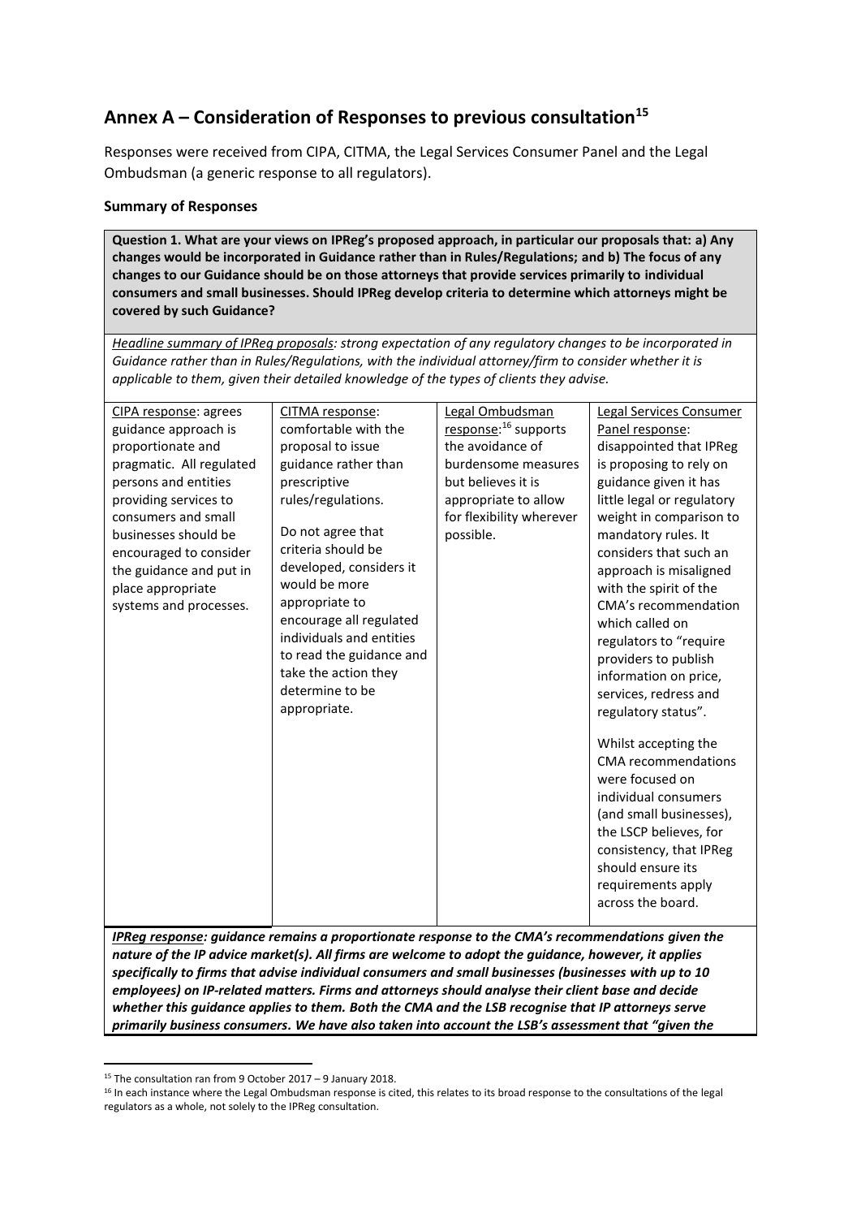## Annex A – Consideration of Responses to previous consultation[15]

Responses were received from CIPA, CITMA, the Legal Services Consumer Panel and the Legal Ombudsman (a generic response to all regulators).

**Summary of Responses**

| **Question 1. What are your views on IPReg's proposed approach, in particular our proposals that: a) Any changes would be incorporated in Guidance rather than in Rules/Regulations; and b) The focus of any changes to our Guidance should be on those attorneys that provide services primarily to individual consumers and small businesses. Should IPReg develop criteria to determine which attorneys might be covered by such Guidance?** | | | |
|---|---|---|---|
| *Headline summary of IPReg proposals: strong expectation of any regulatory changes to be incorporated in Guidance rather than in Rules/Regulations, with the individual attorney/firm to consider whether it is applicable to them, given their detailed knowledge of the types of clients they advise.* | | | |
| CIPA response: agrees guidance approach is proportionate and pragmatic. All regulated persons and entities providing services to consumers and small businesses should be encouraged to consider the guidance and put in place appropriate systems and processes. | CITMA response: comfortable with the proposal to issue guidance rather than prescriptive rules/regulations.<br><br>Do not agree that criteria should be developed, considers it would be more appropriate to encourage all regulated individuals and entities to read the guidance and take the action they determine to be appropriate. | Legal Ombudsman response:[16] supports the avoidance of burdensome measures but believes it is appropriate to allow for flexibility wherever possible. | Legal Services Consumer Panel response: disappointed that IPReg is proposing to rely on guidance given it has little legal or regulatory weight in comparison to mandatory rules. It considers that such an approach is misaligned with the spirit of the CMA's recommendation which called on regulators to "require providers to publish information on price, services, redress and regulatory status".<br><br>Whilst accepting the CMA recommendations were focused on individual consumers (and small businesses), the LSCP believes, for consistency, that IPReg should ensure its requirements apply across the board. |
| ***IPReg response: guidance remains a proportionate response to the CMA's recommendations given the nature of the IP advice market(s). All firms are welcome to adopt the guidance, however, it applies specifically to firms that advise individual consumers and small businesses (businesses with up to 10 employees) on IP-related matters. Firms and attorneys should analyse their client base and decide whether this guidance applies to them. Both the CMA and the LSB recognise that IP attorneys serve primarily business consumers. We have also taken into account the LSB's assessment that "given the*** | | | |

[15] The consultation ran from 9 October 2017 – 9 January 2018.

[16] In each instance where the Legal Ombudsman response is cited, this relates to its broad response to the consultations of the legal regulators as a whole, not solely to the IPReg consultation.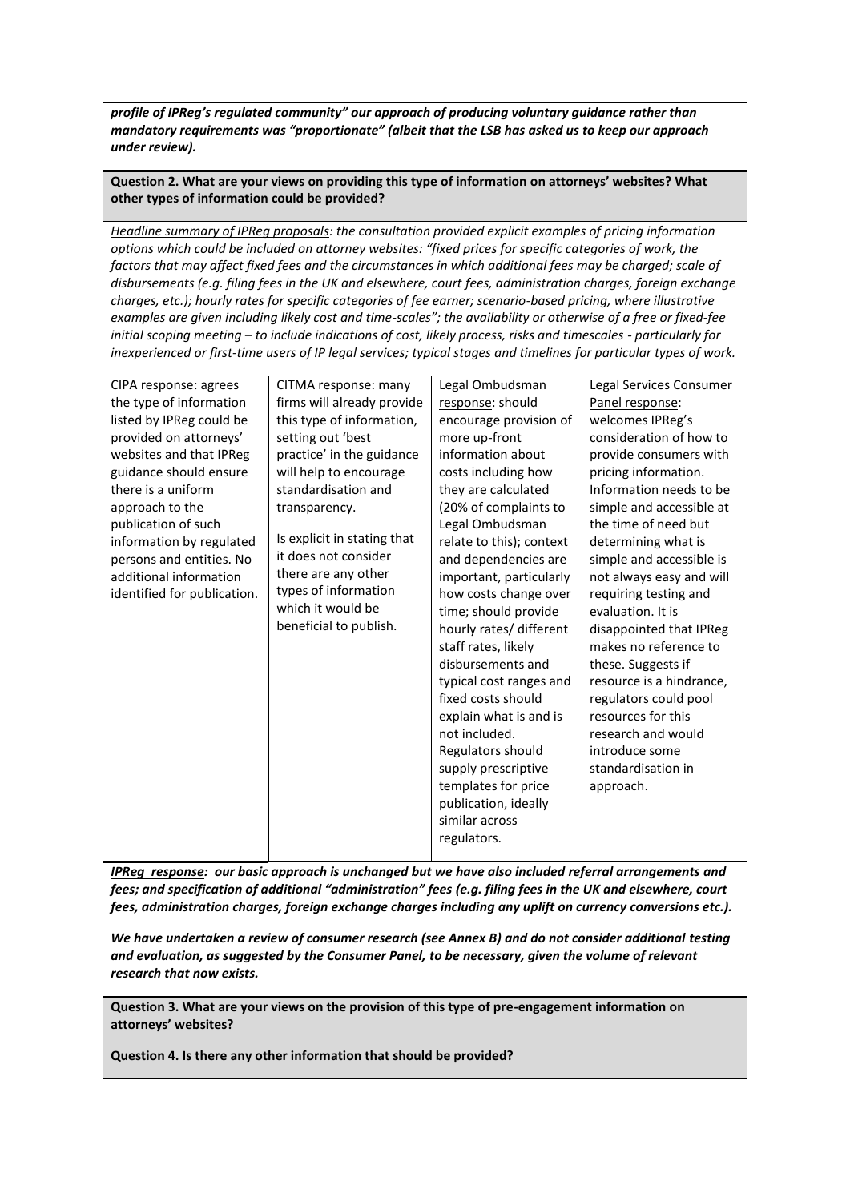*profile of IPReg's regulated community" our approach of producing voluntary guidance rather than mandatory requirements was "proportionate" (albeit that the LSB has asked us to keep our approach under review).*

**Question 2. What are your views on providing this type of information on attorneys' websites? What other types of information could be provided?**

*Headline summary of IPReg proposals: the consultation provided explicit examples of pricing information options which could be included on attorney websites: "fixed prices for specific categories of work, the factors that may affect fixed fees and the circumstances in which additional fees may be charged; scale of disbursements (e.g. filing fees in the UK and elsewhere, court fees, administration charges, foreign exchange charges, etc.); hourly rates for specific categories of fee earner; scenario-based pricing, where illustrative examples are given including likely cost and time-scales"; the availability or otherwise of a free or fixed-fee initial scoping meeting – to include indications of cost, likely process, risks and timescales - particularly for inexperienced or first-time users of IP legal services; typical stages and timelines for particular types of work.*

| CIPA response | CITMA response | Legal Ombudsman response | Legal Services Consumer Panel response |
|---|---|---|---|
| agrees the type of information listed by IPReg could be provided on attorneys' websites and that IPReg guidance should ensure there is a uniform approach to the publication of such information by regulated persons and entities. No additional information identified for publication. | many firms will already provide this type of information, setting out 'best practice' in the guidance will help to encourage standardisation and transparency.<br><br>Is explicit in stating that it does not consider there are any other types of information which it would be beneficial to publish. | should encourage provision of more up-front information about costs including how they are calculated (20% of complaints to Legal Ombudsman relate to this); context and dependencies are important, particularly how costs change over time; should provide hourly rates/ different staff rates, likely disbursements and typical cost ranges and fixed costs should explain what is and is not included. Regulators should supply prescriptive templates for price publication, ideally similar across regulators. | welcomes IPReg's consideration of how to provide consumers with pricing information. Information needs to be simple and accessible at the time of need but determining what is simple and accessible is not always easy and will requiring testing and evaluation. It is disappointed that IPReg makes no reference to these. Suggests if resource is a hindrance, regulators could pool resources for this research and would introduce some standardisation in approach. |

***IPReg response:** our basic approach is unchanged but we have also included referral arrangements and fees; and specification of additional "administration" fees (e.g. filing fees in the UK and elsewhere, court fees, administration charges, foreign exchange charges including any uplift on currency conversions etc.).*

*We have undertaken a review of consumer research (see Annex B) and do not consider additional testing and evaluation, as suggested by the Consumer Panel, to be necessary, given the volume of relevant research that now exists.*

**Question 3. What are your views on the provision of this type of pre-engagement information on attorneys' websites?**

**Question 4. Is there any other information that should be provided?**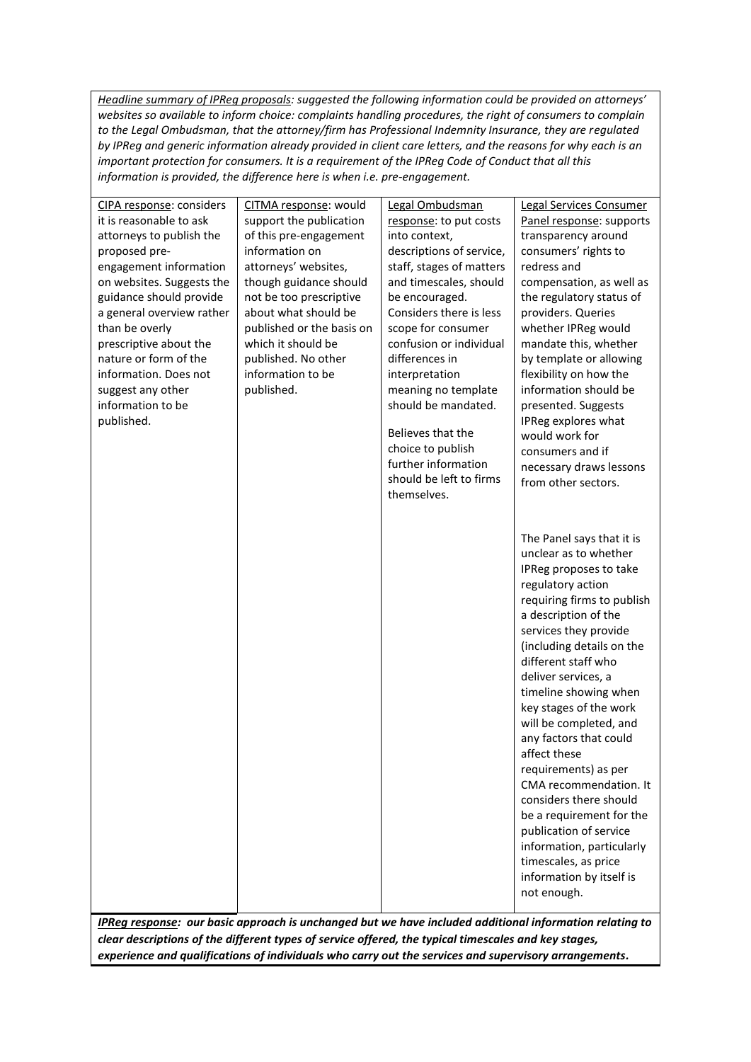*Headline summary of IPReg proposals: suggested the following information could be provided on attorneys' websites so available to inform choice: complaints handling procedures, the right of consumers to complain to the Legal Ombudsman, that the attorney/firm has Professional Indemnity Insurance, they are regulated by IPReg and generic information already provided in client care letters, and the reasons for why each is an important protection for consumers. It is a requirement of the IPReg Code of Conduct that all this information is provided, the difference here is when i.e. pre-engagement.*

| CIPA response | CITMA response | Legal Ombudsman response | Legal Services Consumer Panel response |
|---|---|---|---|
| CIPA response: considers it is reasonable to ask attorneys to publish the proposed pre-engagement information on websites. Suggests the guidance should provide a general overview rather than be overly prescriptive about the nature or form of the information. Does not suggest any other information to be published. | CITMA response: would support the publication of this pre-engagement information on attorneys' websites, though guidance should not be too prescriptive about what should be published or the basis on which it should be published. No other information to be published. | Legal Ombudsman response: to put costs into context, descriptions of service, staff, stages of matters and timescales, should be encouraged. Considers there is less scope for consumer confusion or individual differences in interpretation meaning no template should be mandated.<br><br>Believes that the choice to publish further information should be left to firms themselves. | Legal Services Consumer Panel response: supports transparency around consumers' rights to redress and compensation, as well as the regulatory status of providers. Queries whether IPReg would mandate this, whether by template or allowing flexibility on how the information should be presented. Suggests IPReg explores what would work for consumers and if necessary draws lessons from other sectors.<br><br>The Panel says that it is unclear as to whether IPReg proposes to take regulatory action requiring firms to publish a description of the services they provide (including details on the different staff who deliver services, a timeline showing when key stages of the work will be completed, and any factors that could affect these requirements) as per CMA recommendation. It considers there should be a requirement for the publication of service information, particularly timescales, as price information by itself is not enough. |

***IPReg response**: our basic approach is unchanged but we have included additional information relating to clear descriptions of the different types of service offered, the typical timescales and key stages, experience and qualifications of individuals who carry out the services and supervisory arrangements.*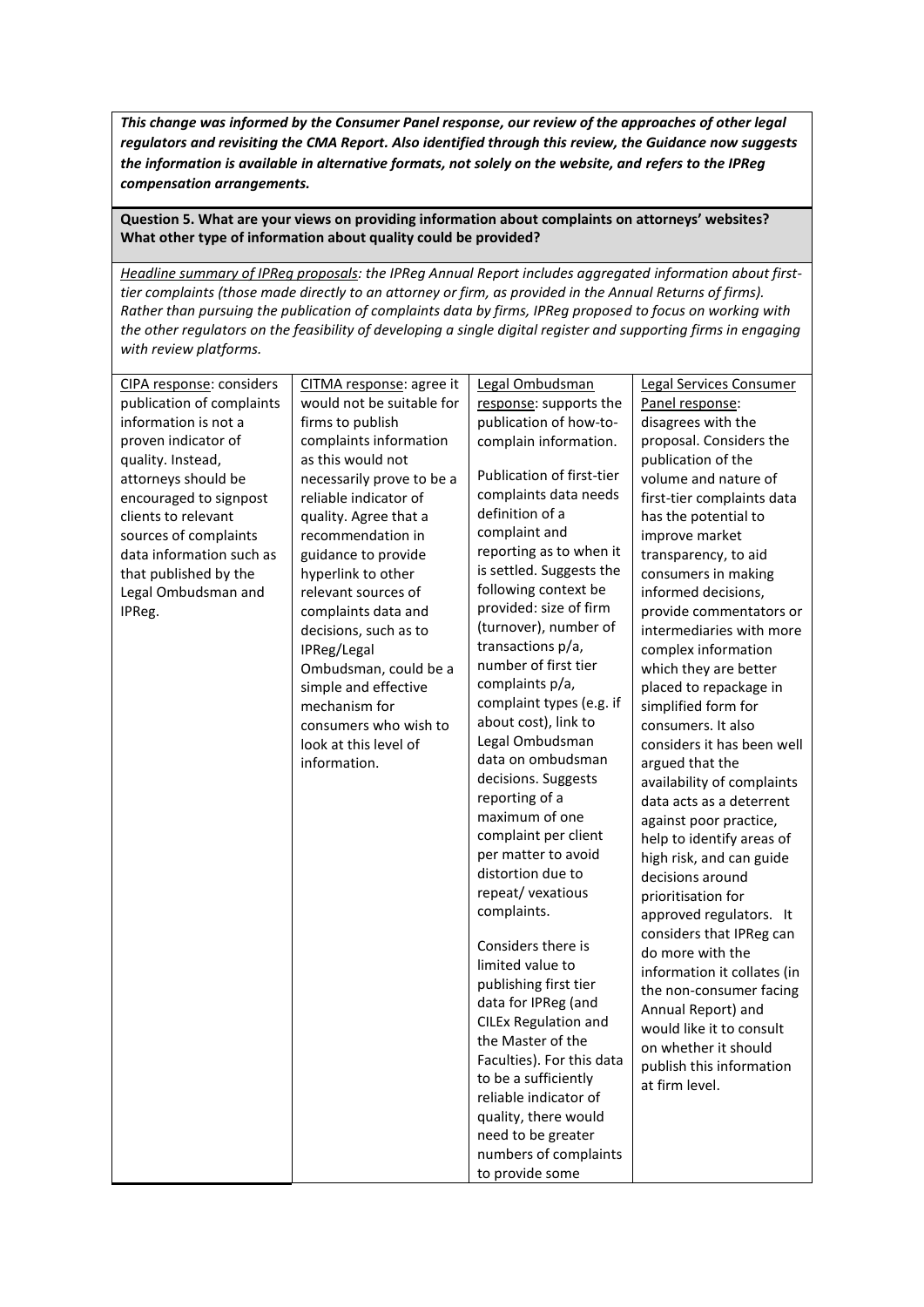***This change was informed by the Consumer Panel response, our review of the approaches of other legal regulators and revisiting the CMA Report. Also identified through this review, the Guidance now suggests the information is available in alternative formats, not solely on the website, and refers to the IPReg compensation arrangements.***

**Question 5. What are your views on providing information about complaints on attorneys' websites? What other type of information about quality could be provided?**

*Headline summary of IPReg proposals: the IPReg Annual Report includes aggregated information about first-tier complaints (those made directly to an attorney or firm, as provided in the Annual Returns of firms). Rather than pursuing the publication of complaints data by firms, IPReg proposed to focus on working with the other regulators on the feasibility of developing a single digital register and supporting firms in engaging with review platforms.*

| CIPA response: considers publication of complaints information is not a proven indicator of quality. Instead, attorneys should be encouraged to signpost clients to relevant sources of complaints data information such as that published by the Legal Ombudsman and IPReg. | CITMA response: agree it would not be suitable for firms to publish complaints information as this would not necessarily prove to be a reliable indicator of quality. Agree that a recommendation in guidance to provide hyperlink to other relevant sources of complaints data and decisions, such as to IPReg/Legal Ombudsman, could be a simple and effective mechanism for consumers who wish to look at this level of information. | Legal Ombudsman response: supports the publication of how-to-complain information.<br><br>Publication of first-tier complaints data needs definition of a complaint and reporting as to when it is settled. Suggests the following context be provided: size of firm (turnover), number of transactions p/a, number of first tier complaints p/a, complaint types (e.g. if about cost), link to Legal Ombudsman data on ombudsman decisions. Suggests reporting of a maximum of one complaint per client per matter to avoid distortion due to repeat/ vexatious complaints.<br><br>Considers there is limited value to publishing first tier data for IPReg (and CILEx Regulation and the Master of the Faculties). For this data to be a sufficiently reliable indicator of quality, there would need to be greater numbers of complaints to provide some | Legal Services Consumer Panel response: disagrees with the proposal. Considers the publication of the volume and nature of first-tier complaints data has the potential to improve market transparency, to aid consumers in making informed decisions, provide commentators or intermediaries with more complex information which they are better placed to repackage in simplified form for consumers. It also considers it has been well argued that the availability of complaints data acts as a deterrent against poor practice, help to identify areas of high risk, and can guide decisions around prioritisation for approved regulators. It considers that IPReg can do more with the information it collates (in the non-consumer facing Annual Report) and would like it to consult on whether it should publish this information at firm level. |
|---|---|---|---|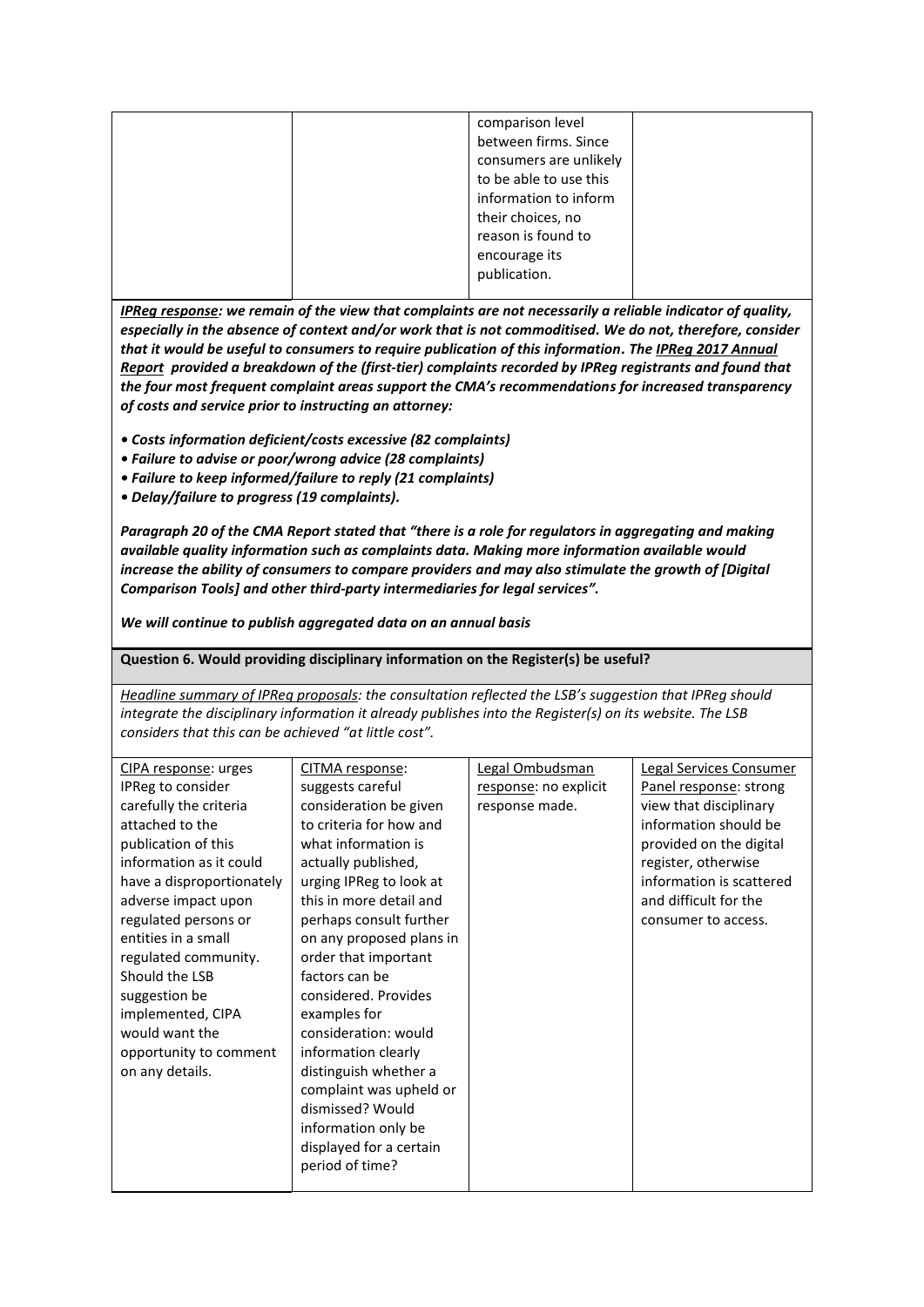| | | comparison level between firms. Since consumers are unlikely to be able to use this information to inform their choices, no reason is found to encourage its publication. | |
|---|---|---|---|

***IPReg response**: we remain of the view that complaints are not necessarily a reliable indicator of quality, especially in the absence of context and/or work that is not commoditised. We do not, therefore, consider that it would be useful to consumers to require publication of this information. The IPReg 2017 Annual Report provided a breakdown of the (first-tier) complaints recorded by IPReg registrants and found that the four most frequent complaint areas support the CMA's recommendations for increased transparency of costs and service prior to instructing an attorney:*

- ***Costs information deficient/costs excessive (82 complaints)***
- ***Failure to advise or poor/wrong advice (28 complaints)***
- ***Failure to keep informed/failure to reply (21 complaints)***
- ***Delay/failure to progress (19 complaints).***

***Paragraph 20 of the CMA Report stated that "there is a role for regulators in aggregating and making available quality information such as complaints data. Making more information available would increase the ability of consumers to compare providers and may also stimulate the growth of [Digital Comparison Tools] and other third-party intermediaries for legal services".***

***We will continue to publish aggregated data on an annual basis***

**Question 6. Would providing disciplinary information on the Register(s) be useful?**

*Headline summary of IPReg proposals: the consultation reflected the LSB's suggestion that IPReg should integrate the disciplinary information it already publishes into the Register(s) on its website. The LSB considers that this can be achieved "at little cost".*

| CIPA response: urges IPReg to consider carefully the criteria attached to the publication of this information as it could have a disproportionately adverse impact upon regulated persons or entities in a small regulated community. Should the LSB suggestion be implemented, CIPA would want the opportunity to comment on any details. | CITMA response: suggests careful consideration be given to criteria for how and what information is actually published, urging IPReg to look at this in more detail and perhaps consult further on any proposed plans in order that important factors can be considered. Provides examples for consideration: would information clearly distinguish whether a complaint was upheld or dismissed? Would information only be displayed for a certain period of time? | Legal Ombudsman response: no explicit response made. | Legal Services Consumer Panel response: strong view that disciplinary information should be provided on the digital register, otherwise information is scattered and difficult for the consumer to access. |
|---|---|---|---|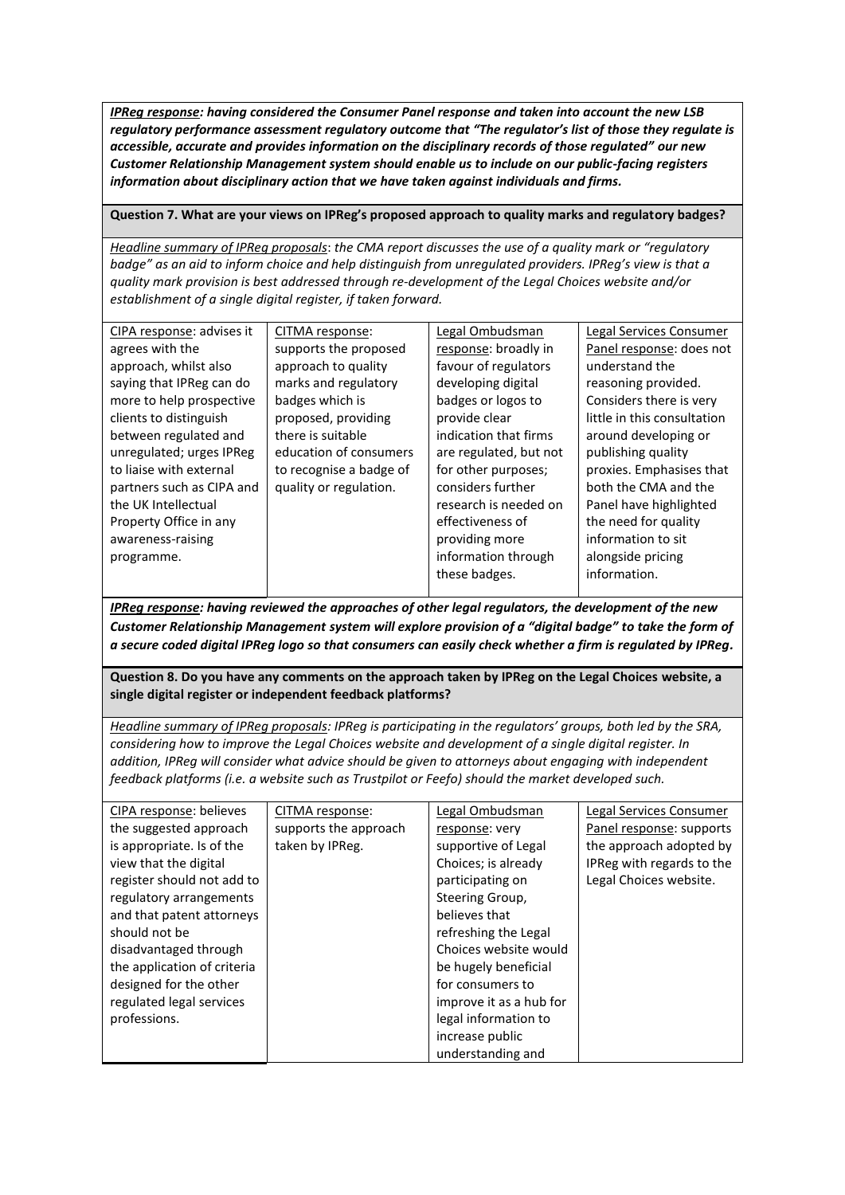***IPReg response**: having considered the Consumer Panel response and taken into account the new LSB regulatory performance assessment regulatory outcome that "The regulator's list of those they regulate is accessible, accurate and provides information on the disciplinary records of those regulated" our new Customer Relationship Management system should enable us to include on our public-facing registers information about disciplinary action that we have taken against individuals and firms.*

**Question 7. What are your views on IPReg's proposed approach to quality marks and regulatory badges?**

*Headline summary of IPReg proposals: the CMA report discusses the use of a quality mark or "regulatory badge" as an aid to inform choice and help distinguish from unregulated providers. IPReg's view is that a quality mark provision is best addressed through re-development of the Legal Choices website and/or establishment of a single digital register, if taken forward.*

| CIPA response: advises it agrees with the approach, whilst also saying that IPReg can do more to help prospective clients to distinguish between regulated and unregulated; urges IPReg to liaise with external partners such as CIPA and the UK Intellectual Property Office in any awareness-raising programme. | CITMA response: supports the proposed approach to quality marks and regulatory badges which is proposed, providing there is suitable education of consumers to recognise a badge of quality or regulation. | Legal Ombudsman response: broadly in favour of regulators developing digital badges or logos to provide clear indication that firms are regulated, but not for other purposes; considers further research is needed on effectiveness of providing more information through these badges. | Legal Services Consumer Panel response: does not understand the reasoning provided. Considers there is very little in this consultation around developing or publishing quality proxies. Emphasises that both the CMA and the Panel have highlighted the need for quality information to sit alongside pricing information. |
|---|---|---|---|

***IPReg response**: having reviewed the approaches of other legal regulators, the development of the new Customer Relationship Management system will explore provision of a "digital badge" to take the form of a secure coded digital IPReg logo so that consumers can easily check whether a firm is regulated by IPReg.*

**Question 8. Do you have any comments on the approach taken by IPReg on the Legal Choices website, a single digital register or independent feedback platforms?**

*Headline summary of IPReg proposals: IPReg is participating in the regulators' groups, both led by the SRA, considering how to improve the Legal Choices website and development of a single digital register. In addition, IPReg will consider what advice should be given to attorneys about engaging with independent feedback platforms (i.e. a website such as Trustpilot or Feefo) should the market developed such.*

| CIPA response: believes the suggested approach is appropriate. Is of the view that the digital register should not add to regulatory arrangements and that patent attorneys should not be disadvantaged through the application of criteria designed for the other regulated legal services professions. | CITMA response: supports the approach taken by IPReg. | Legal Ombudsman response: very supportive of Legal Choices; is already participating on Steering Group, believes that refreshing the Legal Choices website would be hugely beneficial for consumers to improve it as a hub for legal information to increase public understanding and | Legal Services Consumer Panel response: supports the approach adopted by IPReg with regards to the Legal Choices website. |
|---|---|---|---|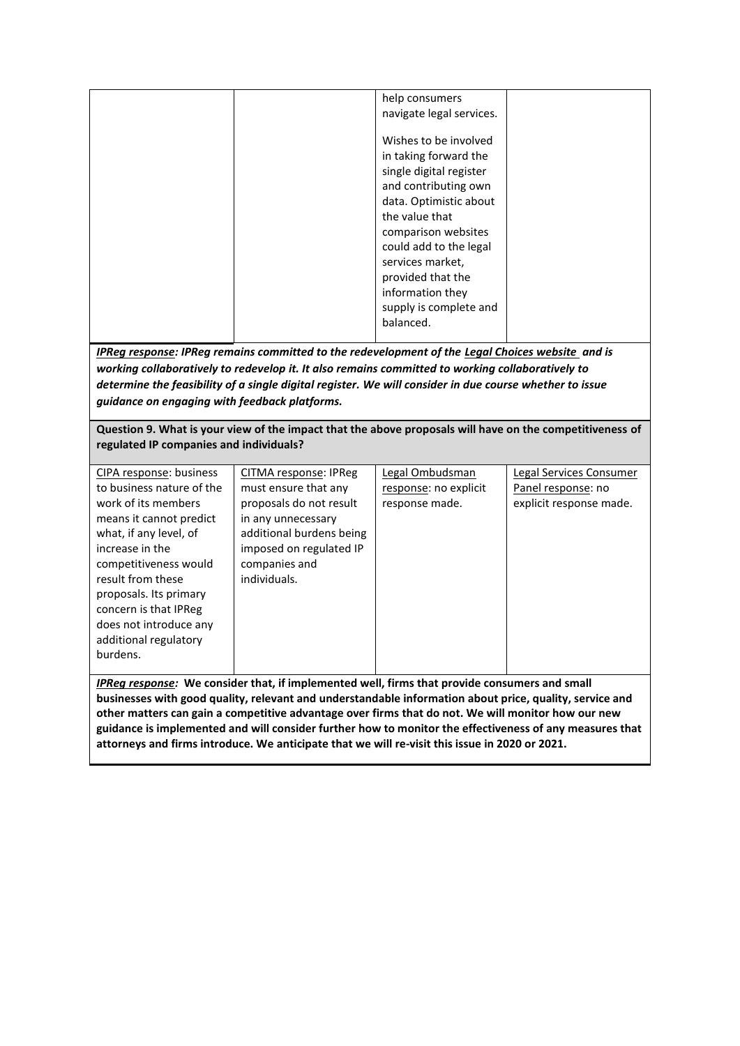| | | help consumers navigate legal services.<br><br>Wishes to be involved in taking forward the single digital register and contributing own data. Optimistic about the value that comparison websites could add to the legal services market, provided that the information they supply is complete and balanced. | |
|---|---|---|---|

***IPReg response: IPReg remains committed to the redevelopment of the Legal Choices website and is working collaboratively to redevelop it. It also remains committed to working collaboratively to determine the feasibility of a single digital register. We will consider in due course whether to issue guidance on engaging with feedback platforms.***

**Question 9. What is your view of the impact that the above proposals will have on the competitiveness of regulated IP companies and individuals?**

| CIPA response: business to business nature of the work of its members means it cannot predict what, if any level, of increase in the competitiveness would result from these proposals. Its primary concern is that IPReg does not introduce any additional regulatory burdens. | CITMA response: IPReg must ensure that any proposals do not result in any unnecessary additional burdens being imposed on regulated IP companies and individuals. | Legal Ombudsman response: no explicit response made. | Legal Services Consumer Panel response: no explicit response made. |
|---|---|---|---|

***IPReg response:*** **We consider that, if implemented well, firms that provide consumers and small businesses with good quality, relevant and understandable information about price, quality, service and other matters can gain a competitive advantage over firms that do not. We will monitor how our new guidance is implemented and will consider further how to monitor the effectiveness of any measures that attorneys and firms introduce. We anticipate that we will re-visit this issue in 2020 or 2021.**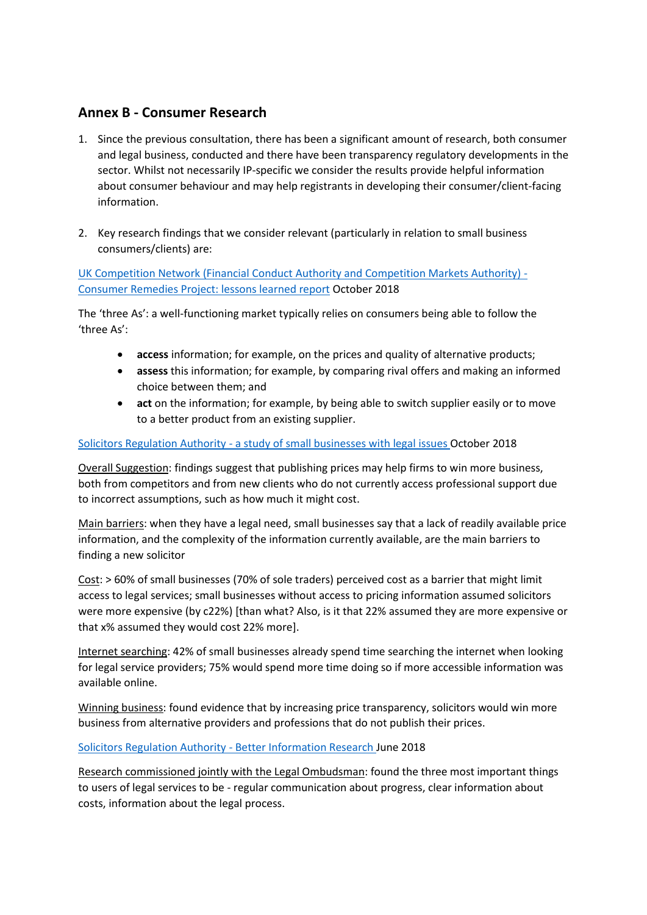## Annex B - Consumer Research

1. Since the previous consultation, there has been a significant amount of research, both consumer and legal business, conducted and there have been transparency regulatory developments in the sector. Whilst not necessarily IP-specific we consider the results provide helpful information about consumer behaviour and may help registrants in developing their consumer/client-facing information.

2. Key research findings that we consider relevant (particularly in relation to small business consumers/clients) are:

UK Competition Network (Financial Conduct Authority and Competition Markets Authority) - Consumer Remedies Project: lessons learned report October 2018

The 'three As': a well-functioning market typically relies on consumers being able to follow the 'three As':

- **access** information; for example, on the prices and quality of alternative products;
- **assess** this information; for example, by comparing rival offers and making an informed choice between them; and
- **act** on the information; for example, by being able to switch supplier easily or to move to a better product from an existing supplier.

Solicitors Regulation Authority - a study of small businesses with legal issues October 2018

Overall Suggestion: findings suggest that publishing prices may help firms to win more business, both from competitors and from new clients who do not currently access professional support due to incorrect assumptions, such as how much it might cost.

Main barriers: when they have a legal need, small businesses say that a lack of readily available price information, and the complexity of the information currently available, are the main barriers to finding a new solicitor

Cost: > 60% of small businesses (70% of sole traders) perceived cost as a barrier that might limit access to legal services; small businesses without access to pricing information assumed solicitors were more expensive (by c22%) [than what? Also, is it that 22% assumed they are more expensive or that x% assumed they would cost 22% more].

Internet searching: 42% of small businesses already spend time searching the internet when looking for legal service providers; 75% would spend more time doing so if more accessible information was available online.

Winning business: found evidence that by increasing price transparency, solicitors would win more business from alternative providers and professions that do not publish their prices.

Solicitors Regulation Authority - Better Information Research June 2018

Research commissioned jointly with the Legal Ombudsman: found the three most important things to users of legal services to be - regular communication about progress, clear information about costs, information about the legal process.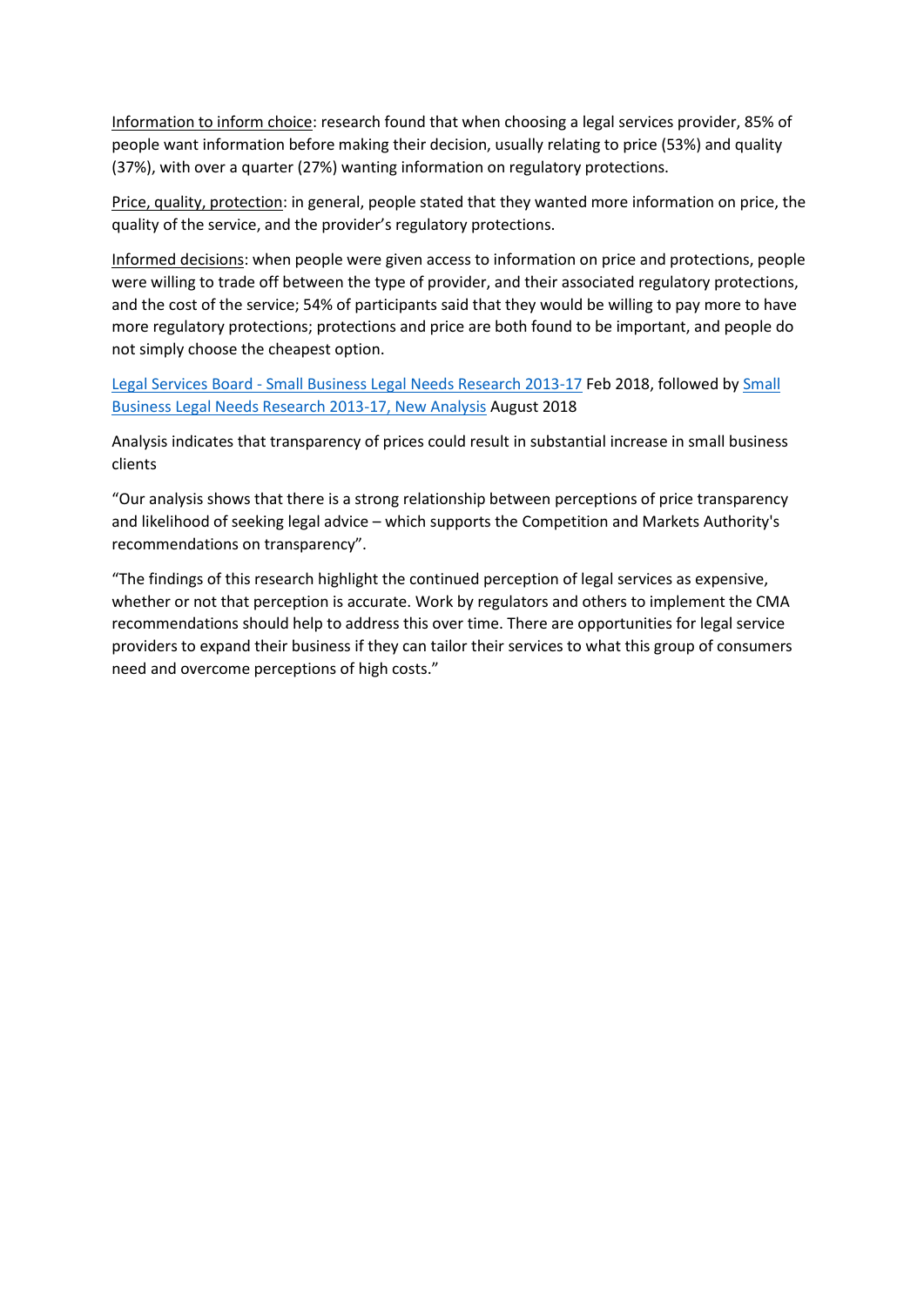Information to inform choice: research found that when choosing a legal services provider, 85% of people want information before making their decision, usually relating to price (53%) and quality (37%), with over a quarter (27%) wanting information on regulatory protections.

Price, quality, protection: in general, people stated that they wanted more information on price, the quality of the service, and the provider's regulatory protections.

Informed decisions: when people were given access to information on price and protections, people were willing to trade off between the type of provider, and their associated regulatory protections, and the cost of the service; 54% of participants said that they would be willing to pay more to have more regulatory protections; protections and price are both found to be important, and people do not simply choose the cheapest option.

Legal Services Board - Small Business Legal Needs Research 2013-17 Feb 2018, followed by Small Business Legal Needs Research 2013-17, New Analysis August 2018

Analysis indicates that transparency of prices could result in substantial increase in small business clients

"Our analysis shows that there is a strong relationship between perceptions of price transparency and likelihood of seeking legal advice – which supports the Competition and Markets Authority's recommendations on transparency".

"The findings of this research highlight the continued perception of legal services as expensive, whether or not that perception is accurate. Work by regulators and others to implement the CMA recommendations should help to address this over time. There are opportunities for legal service providers to expand their business if they can tailor their services to what this group of consumers need and overcome perceptions of high costs."